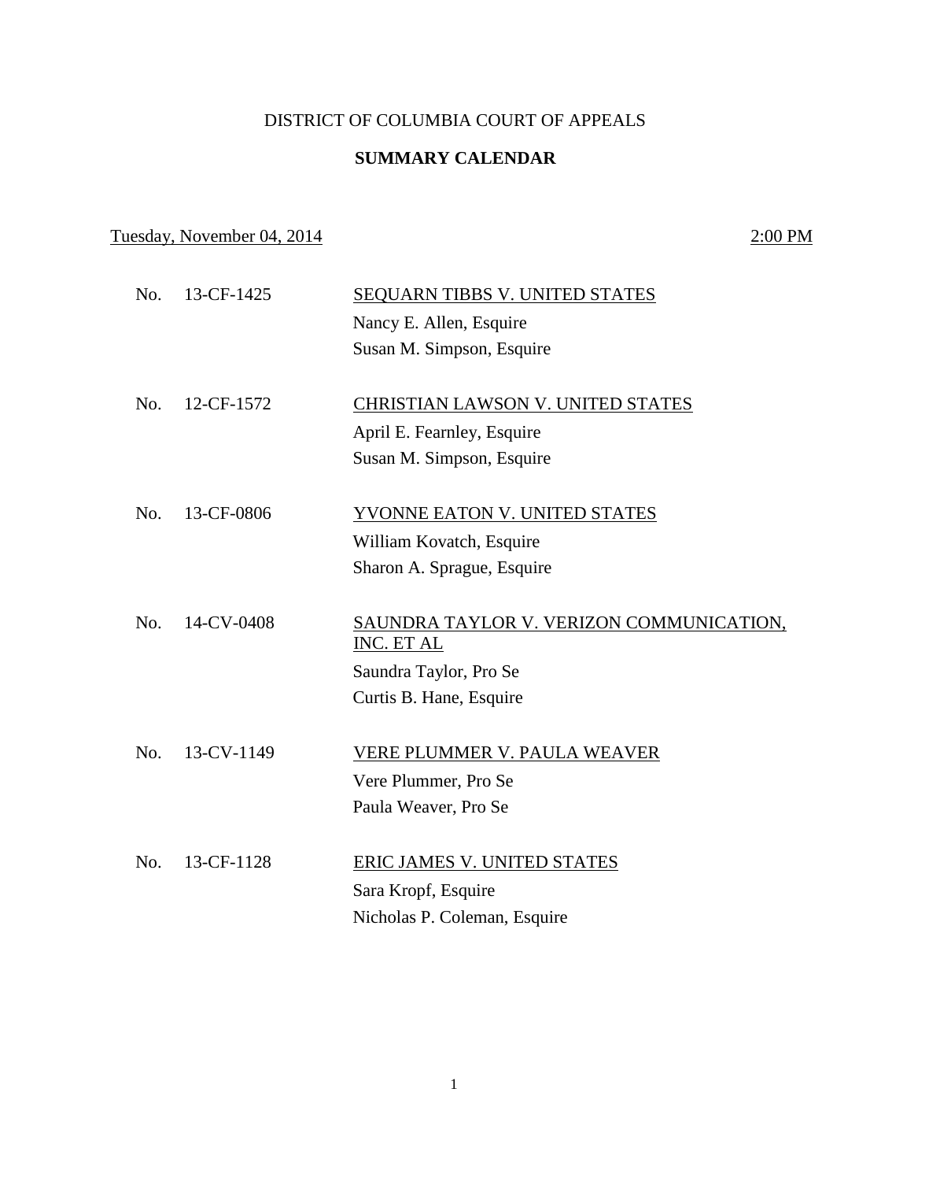# DISTRICT OF COLUMBIA COURT OF APPEALS

## SUMMARY CALENDAR

Tuesday, November 04, 2014 — 2:00 PM

No. 13-CF-1425 — SEQUARN TIBBS V. UNITED STATES
Nancy E. Allen, Esquire
Susan M. Simpson, Esquire

No. 12-CF-1572 — CHRISTIAN LAWSON V. UNITED STATES
April E. Fearnley, Esquire
Susan M. Simpson, Esquire

No. 13-CF-0806 — YVONNE EATON V. UNITED STATES
William Kovatch, Esquire
Sharon A. Sprague, Esquire

No. 14-CV-0408 — SAUNDRA TAYLOR V. VERIZON COMMUNICATION, INC. ET AL
Saundra Taylor, Pro Se
Curtis B. Hane, Esquire

No. 13-CV-1149 — VERE PLUMMER V. PAULA WEAVER
Vere Plummer, Pro Se
Paula Weaver, Pro Se

No. 13-CF-1128 — ERIC JAMES V. UNITED STATES
Sara Kropf, Esquire
Nicholas P. Coleman, Esquire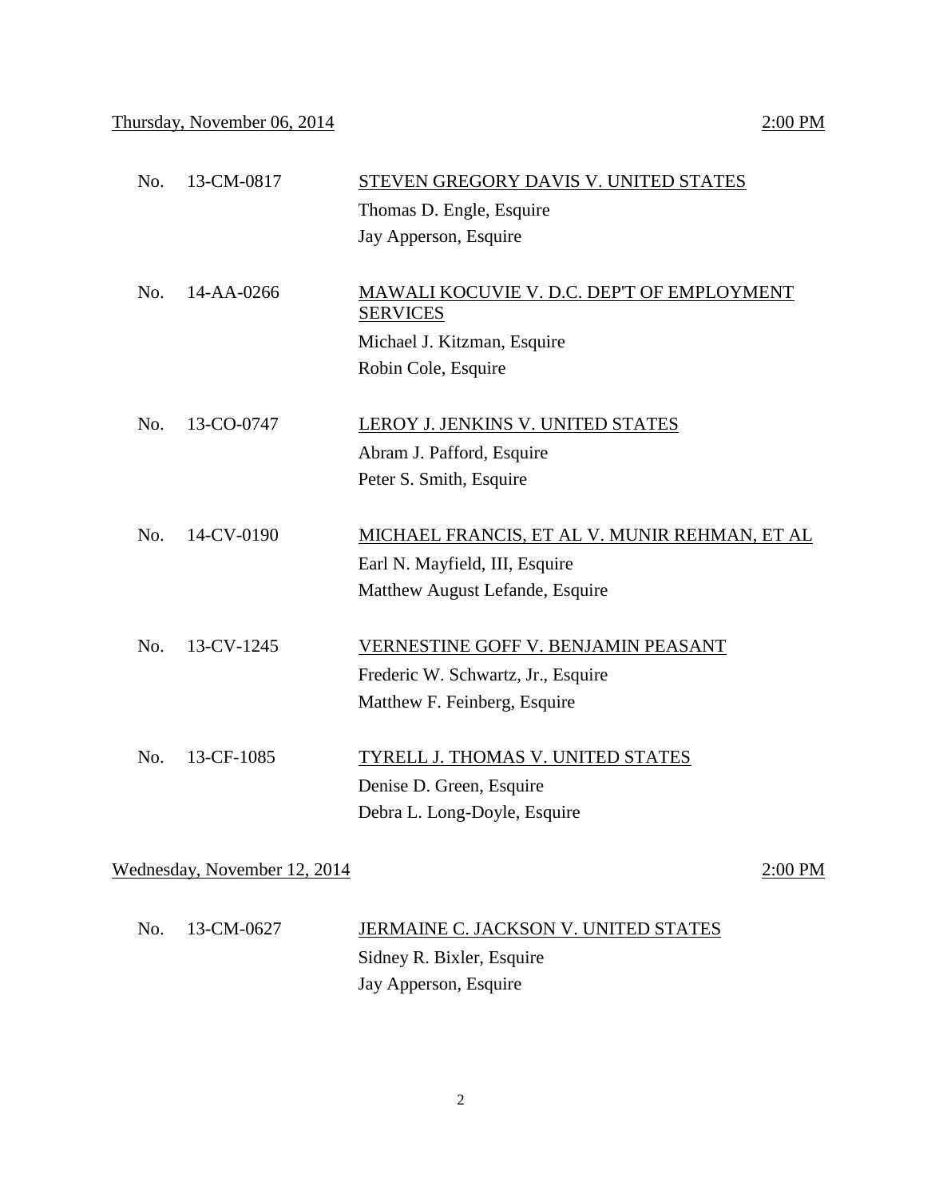Thursday, November 06, 2014 2:00 PM

| | | |
|---|---|---|
| No. | 13-CM-0817 | STEVEN GREGORY DAVIS V. UNITED STATES<br>Thomas D. Engle, Esquire<br>Jay Apperson, Esquire |
| No. | 14-AA-0266 | MAWALI KOCUVIE V. D.C. DEP'T OF EMPLOYMENT SERVICES<br>Michael J. Kitzman, Esquire<br>Robin Cole, Esquire |
| No. | 13-CO-0747 | LEROY J. JENKINS V. UNITED STATES<br>Abram J. Pafford, Esquire<br>Peter S. Smith, Esquire |
| No. | 14-CV-0190 | MICHAEL FRANCIS, ET AL V. MUNIR REHMAN, ET AL<br>Earl N. Mayfield, III, Esquire<br>Matthew August Lefande, Esquire |
| No. | 13-CV-1245 | VERNESTINE GOFF V. BENJAMIN PEASANT<br>Frederic W. Schwartz, Jr., Esquire<br>Matthew F. Feinberg, Esquire |
| No. | 13-CF-1085 | TYRELL J. THOMAS V. UNITED STATES<br>Denise D. Green, Esquire<br>Debra L. Long-Doyle, Esquire |

Wednesday, November 12, 2014 2:00 PM

| | | |
|---|---|---|
| No. | 13-CM-0627 | JERMAINE C. JACKSON V. UNITED STATES<br>Sidney R. Bixler, Esquire<br>Jay Apperson, Esquire |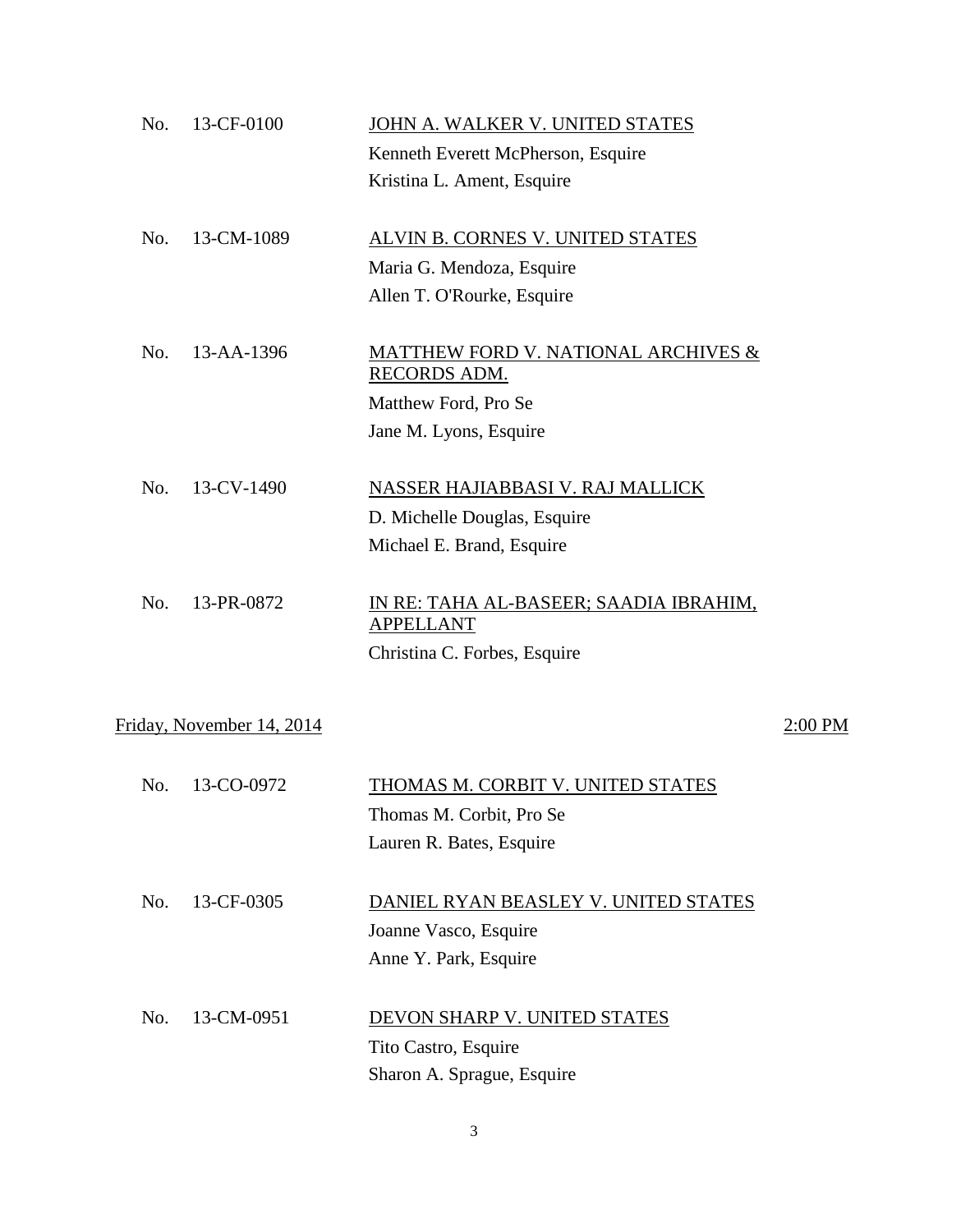No. 13-CF-0100 <u>JOHN A. WALKER V. UNITED STATES</u>
Kenneth Everett McPherson, Esquire
Kristina L. Ament, Esquire

No. 13-CM-1089 <u>ALVIN B. CORNES V. UNITED STATES</u>
Maria G. Mendoza, Esquire
Allen T. O'Rourke, Esquire

No. 13-AA-1396 <u>MATTHEW FORD V. NATIONAL ARCHIVES & RECORDS ADM.</u>
Matthew Ford, Pro Se
Jane M. Lyons, Esquire

No. 13-CV-1490 <u>NASSER HAJIABBASI V. RAJ MALLICK</u>
D. Michelle Douglas, Esquire
Michael E. Brand, Esquire

No. 13-PR-0872 <u>IN RE: TAHA AL-BASEER; SAADIA IBRAHIM, APPELLANT</u>
Christina C. Forbes, Esquire

<u>Friday, November 14, 2014</u> <u>2:00 PM</u>

No. 13-CO-0972 <u>THOMAS M. CORBIT V. UNITED STATES</u>
Thomas M. Corbit, Pro Se
Lauren R. Bates, Esquire

No. 13-CF-0305 <u>DANIEL RYAN BEASLEY V. UNITED STATES</u>
Joanne Vasco, Esquire
Anne Y. Park, Esquire

No. 13-CM-0951 <u>DEVON SHARP V. UNITED STATES</u>
Tito Castro, Esquire
Sharon A. Sprague, Esquire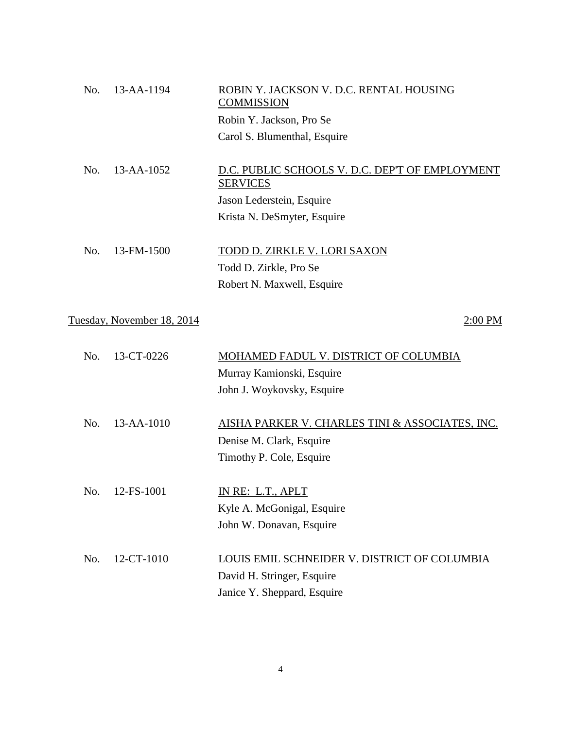No. 13-AA-1194 — <u>ROBIN Y. JACKSON V. D.C. RENTAL HOUSING COMMISSION</u>

Robin Y. Jackson, Pro Se
Carol S. Blumenthal, Esquire

No. 13-AA-1052 — <u>D.C. PUBLIC SCHOOLS V. D.C. DEP'T OF EMPLOYMENT SERVICES</u>

Jason Lederstein, Esquire
Krista N. DeSmyter, Esquire

No. 13-FM-1500 — <u>TODD D. ZIRKLE V. LORI SAXON</u>

Todd D. Zirkle, Pro Se
Robert N. Maxwell, Esquire

<u>Tuesday, November 18, 2014</u> — <u>2:00 PM</u>

No. 13-CT-0226 — <u>MOHAMED FADUL V. DISTRICT OF COLUMBIA</u>

Murray Kamionski, Esquire
John J. Woykovsky, Esquire

No. 13-AA-1010 — <u>AISHA PARKER V. CHARLES TINI & ASSOCIATES, INC.</u>

Denise M. Clark, Esquire
Timothy P. Cole, Esquire

No. 12-FS-1001 — <u>IN RE: L.T., APLT</u>

Kyle A. McGonigal, Esquire
John W. Donavan, Esquire

No. 12-CT-1010 — <u>LOUIS EMIL SCHNEIDER V. DISTRICT OF COLUMBIA</u>

David H. Stringer, Esquire
Janice Y. Sheppard, Esquire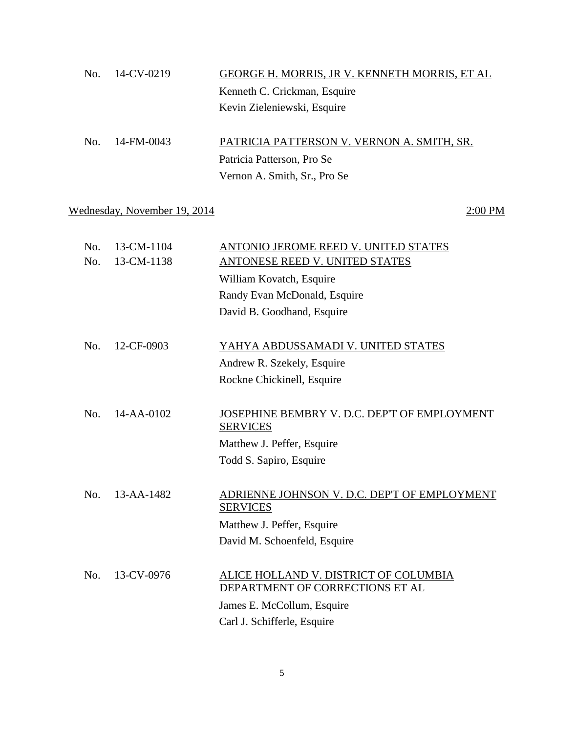No. 14-CV-0219 <u>GEORGE H. MORRIS, JR V. KENNETH MORRIS, ET AL</u>

Kenneth C. Crickman, Esquire
Kevin Zieleniewski, Esquire

No. 14-FM-0043 <u>PATRICIA PATTERSON V. VERNON A. SMITH, SR.</u>

Patricia Patterson, Pro Se
Vernon A. Smith, Sr., Pro Se

<u>Wednesday, November 19, 2014</u> <u>2:00 PM</u>

No. 13-CM-1104 <u>ANTONIO JEROME REED V. UNITED STATES</u>
No. 13-CM-1138 <u>ANTONESE REED V. UNITED STATES</u>

William Kovatch, Esquire
Randy Evan McDonald, Esquire
David B. Goodhand, Esquire

No. 12-CF-0903 <u>YAHYA ABDUSSAMADI V. UNITED STATES</u>

Andrew R. Szekely, Esquire
Rockne Chickinell, Esquire

No. 14-AA-0102 <u>JOSEPHINE BEMBRY V. D.C. DEP'T OF EMPLOYMENT SERVICES</u>

Matthew J. Peffer, Esquire
Todd S. Sapiro, Esquire

No. 13-AA-1482 <u>ADRIENNE JOHNSON V. D.C. DEP'T OF EMPLOYMENT SERVICES</u>

Matthew J. Peffer, Esquire
David M. Schoenfeld, Esquire

No. 13-CV-0976 <u>ALICE HOLLAND V. DISTRICT OF COLUMBIA DEPARTMENT OF CORRECTIONS ET AL</u>

James E. McCollum, Esquire
Carl J. Schifferle, Esquire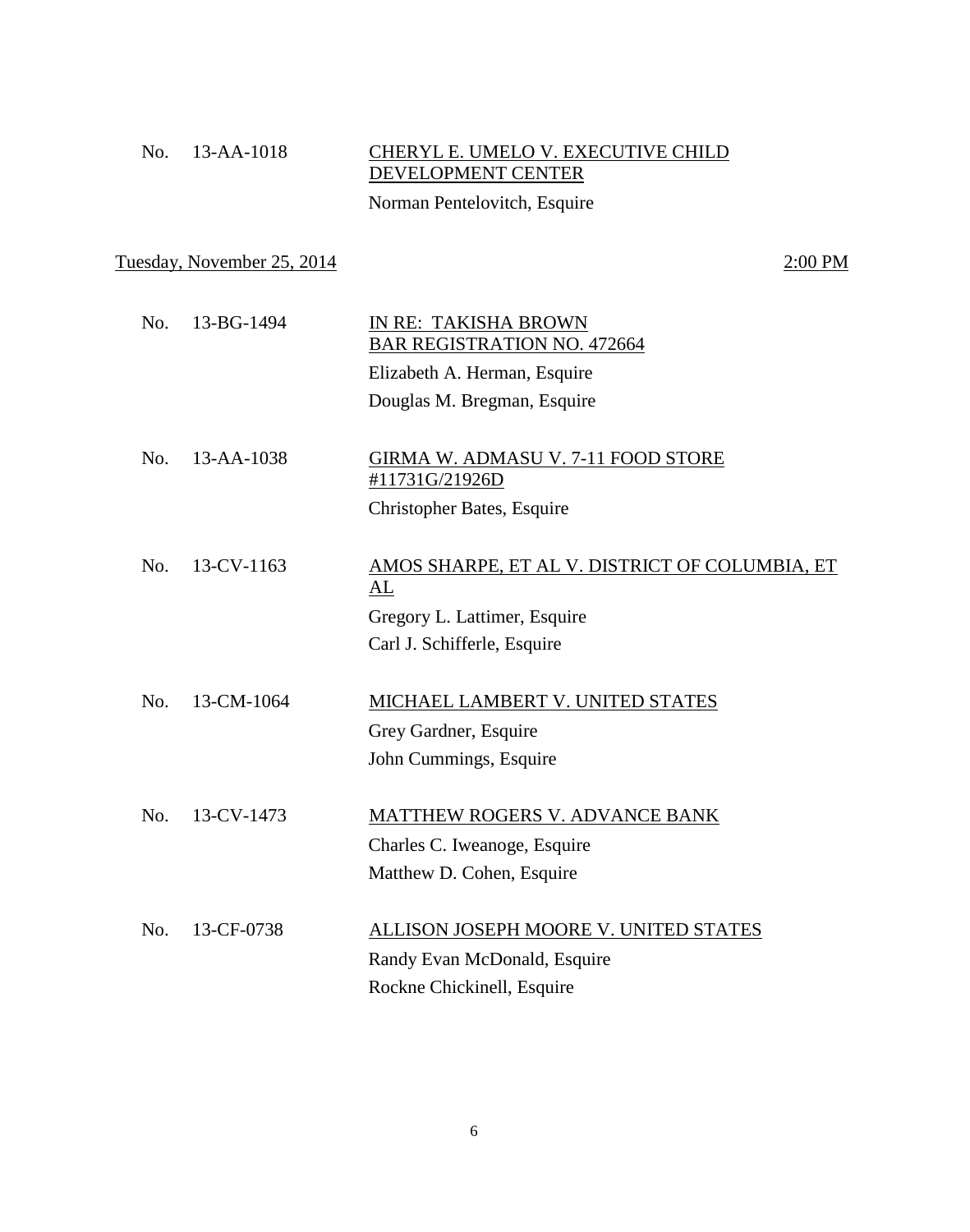No. 13-AA-1018 <u>CHERYL E. UMELO V. EXECUTIVE CHILD DEVELOPMENT CENTER</u>

Norman Pentelovitch, Esquire

<u>Tuesday, November 25, 2014</u> <u>2:00 PM</u>

No. 13-BG-1494 <u>IN RE: TAKISHA BROWN BAR REGISTRATION NO. 472664</u>

Elizabeth A. Herman, Esquire

Douglas M. Bregman, Esquire

No. 13-AA-1038 <u>GIRMA W. ADMASU V. 7-11 FOOD STORE #11731G/21926D</u>

Christopher Bates, Esquire

No. 13-CV-1163 <u>AMOS SHARPE, ET AL V. DISTRICT OF COLUMBIA, ET AL</u>

Gregory L. Lattimer, Esquire

Carl J. Schifferle, Esquire

No. 13-CM-1064 <u>MICHAEL LAMBERT V. UNITED STATES</u>

Grey Gardner, Esquire

John Cummings, Esquire

No. 13-CV-1473 <u>MATTHEW ROGERS V. ADVANCE BANK</u>

Charles C. Iweanoge, Esquire

Matthew D. Cohen, Esquire

No. 13-CF-0738 <u>ALLISON JOSEPH MOORE V. UNITED STATES</u>

Randy Evan McDonald, Esquire

Rockne Chickinell, Esquire